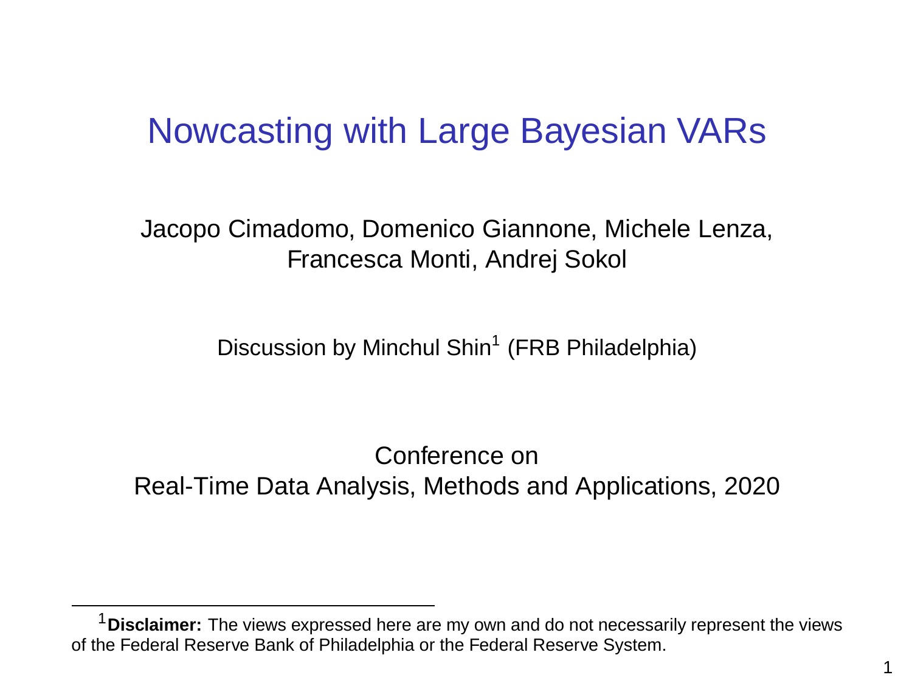# Nowcasting with Large Bayesian VARs

Jacopo Cimadomo, Domenico Giannone, Michele Lenza, Francesca Monti, Andrej Sokol

Discussion by Minchul Shin[1] (FRB Philadelphia)

Conference on Real-Time Data Analysis, Methods and Applications, 2020

[1] **Disclaimer:** The views expressed here are my own and do not necessarily represent the views of the Federal Reserve Bank of Philadelphia or the Federal Reserve System.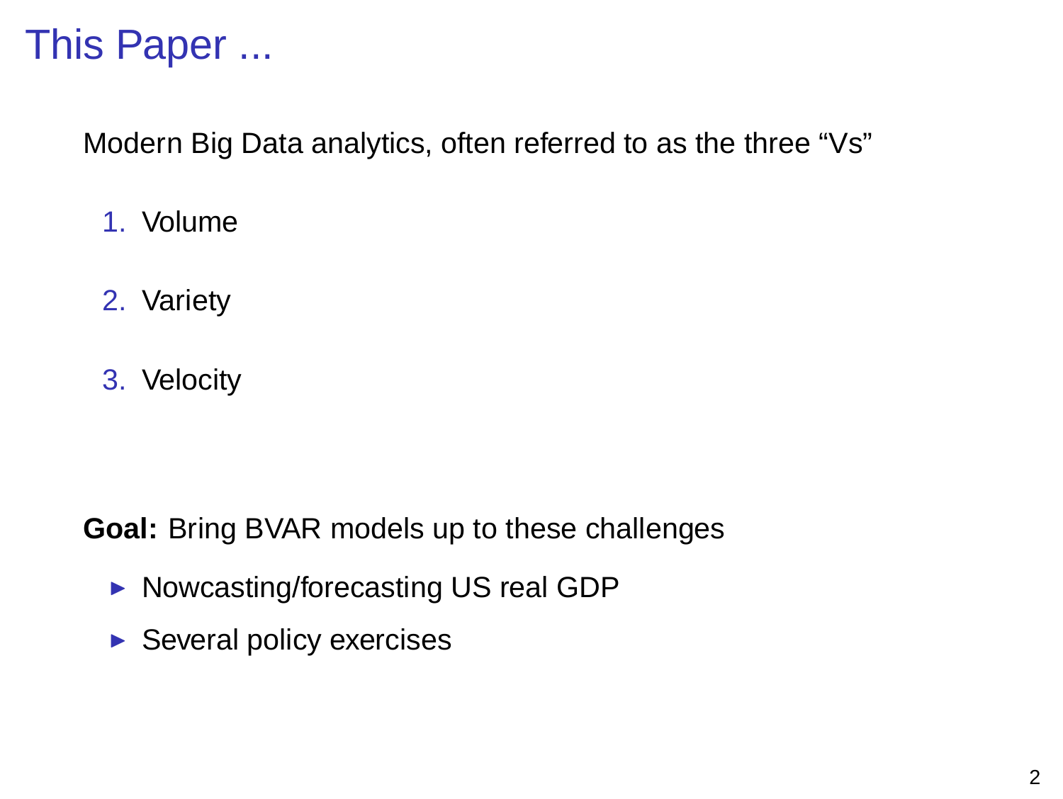# This Paper ...

Modern Big Data analytics, often referred to as the three "Vs"

1. Volume
2. Variety
3. Velocity

**Goal:** Bring BVAR models up to these challenges

- Nowcasting/forecasting US real GDP
- Several policy exercises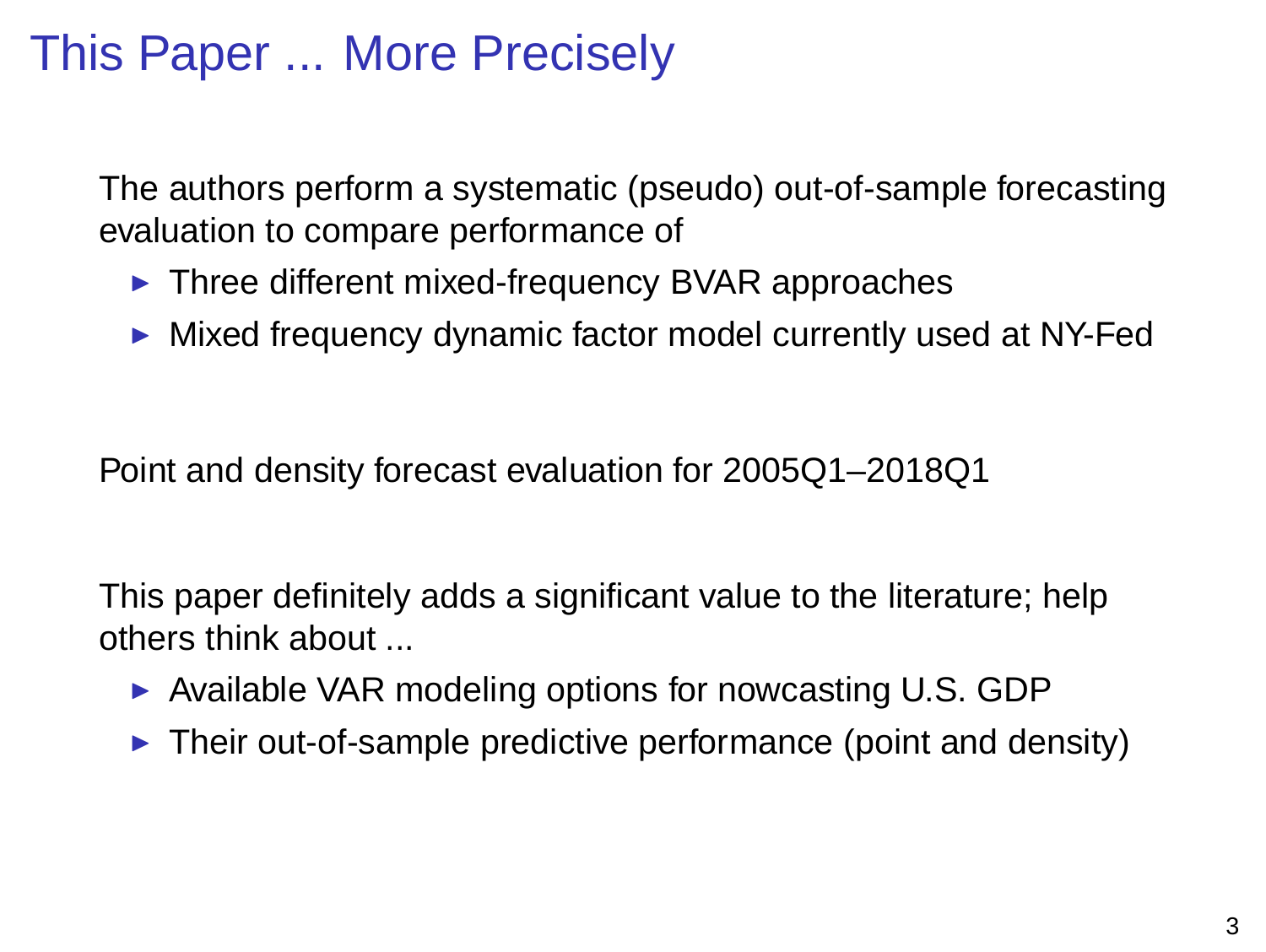# This Paper ... More Precisely

The authors perform a systematic (pseudo) out-of-sample forecasting evaluation to compare performance of

- Three different mixed-frequency BVAR approaches
- Mixed frequency dynamic factor model currently used at NY-Fed

Point and density forecast evaluation for 2005Q1–2018Q1

This paper definitely adds a significant value to the literature; help others think about ...

- Available VAR modeling options for nowcasting U.S. GDP
- Their out-of-sample predictive performance (point and density)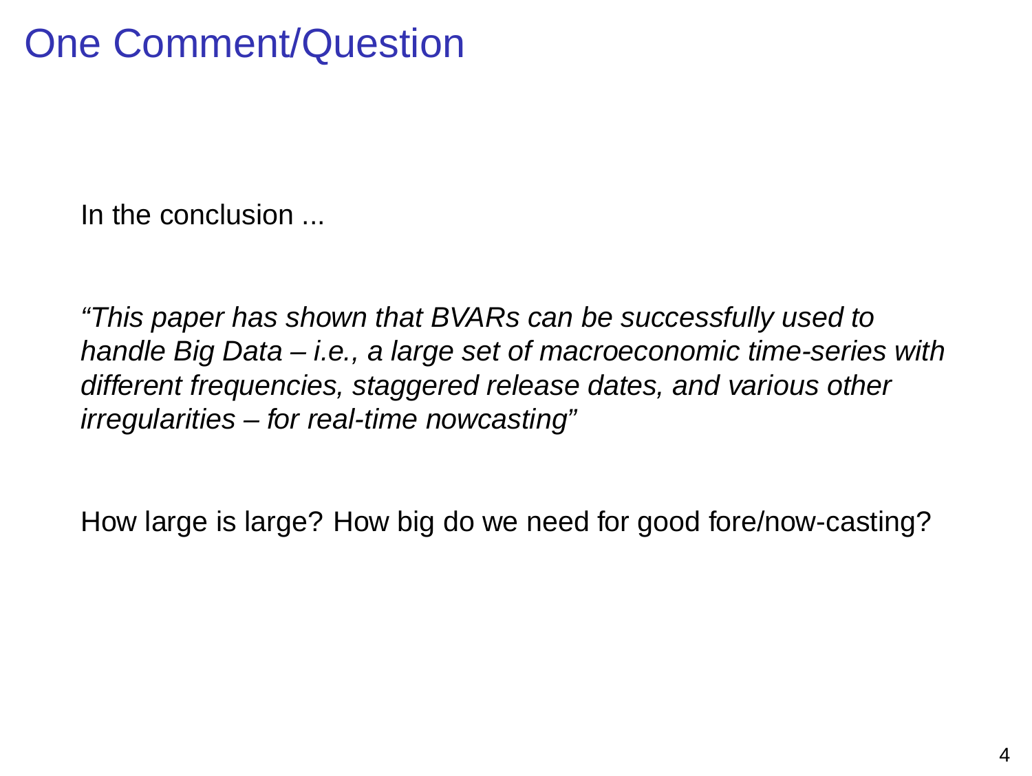# One Comment/Question

In the conclusion ...

*"This paper has shown that BVARs can be successfully used to handle Big Data – i.e., a large set of macroeconomic time-series with different frequencies, staggered release dates, and various other irregularities – for real-time nowcasting"*

How large is large? How big do we need for good fore/now-casting?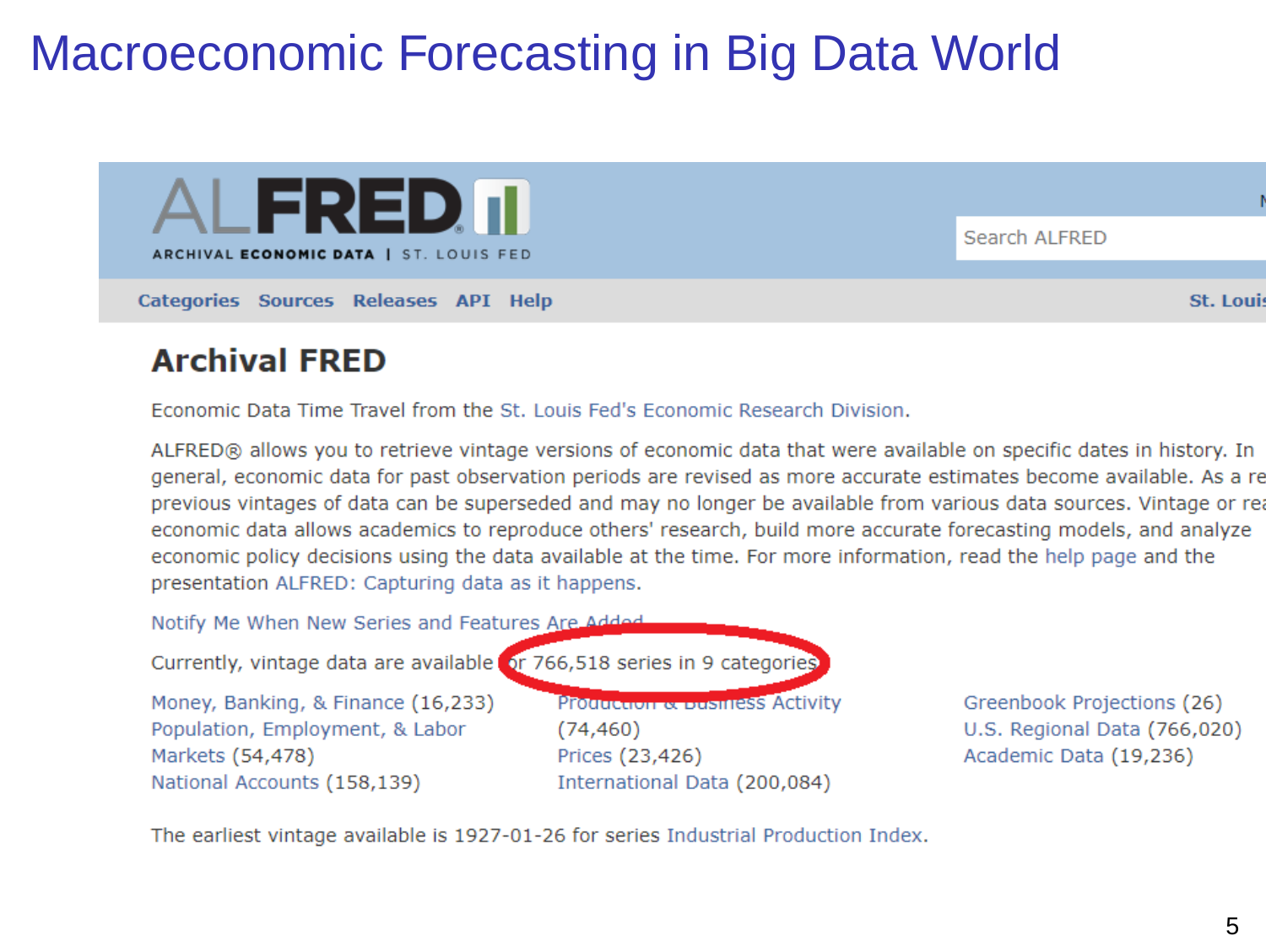# Macroeconomic Forecasting in Big Data World

ALFRED

ARCHIVAL ECONOMIC DATA | ST. LOUIS FED

Search ALFRED

Categories Sources Releases API Help

St. Louis

## Archival FRED

Economic Data Time Travel from the St. Louis Fed's Economic Research Division.

ALFRED® allows you to retrieve vintage versions of economic data that were available on specific dates in history. In general, economic data for past observation periods are revised as more accurate estimates become available. As a re previous vintages of data can be superseded and may no longer be available from various data sources. Vintage or rea economic data allows academics to reproduce others' research, build more accurate forecasting models, and analyze economic policy decisions using the data available at the time. For more information, read the help page and the presentation ALFRED: Capturing data as it happens.

Notify Me When New Series and Features Are Added

Currently, vintage data are available for 766,518 series in 9 categories

- Money, Banking, & Finance (16,233)
- Population, Employment, & Labor
- Markets (54,478)
- National Accounts (158,139)
- Production & Business Activity (74,460)
- Prices (23,426)
- International Data (200,084)
- Greenbook Projections (26)
- U.S. Regional Data (766,020)
- Academic Data (19,236)

The earliest vintage available is 1927-01-26 for series Industrial Production Index.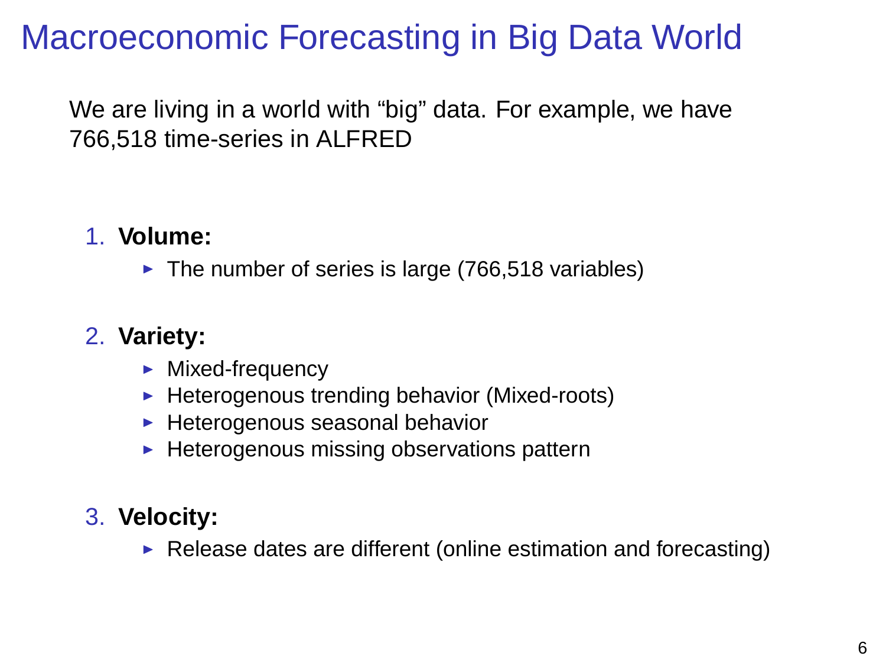# Macroeconomic Forecasting in Big Data World

We are living in a world with “big” data. For example, we have 766,518 time-series in ALFRED

1. **Volume:**
   - The number of series is large (766,518 variables)

2. **Variety:**
   - Mixed-frequency
   - Heterogenous trending behavior (Mixed-roots)
   - Heterogenous seasonal behavior
   - Heterogenous missing observations pattern

3. **Velocity:**
   - Release dates are different (online estimation and forecasting)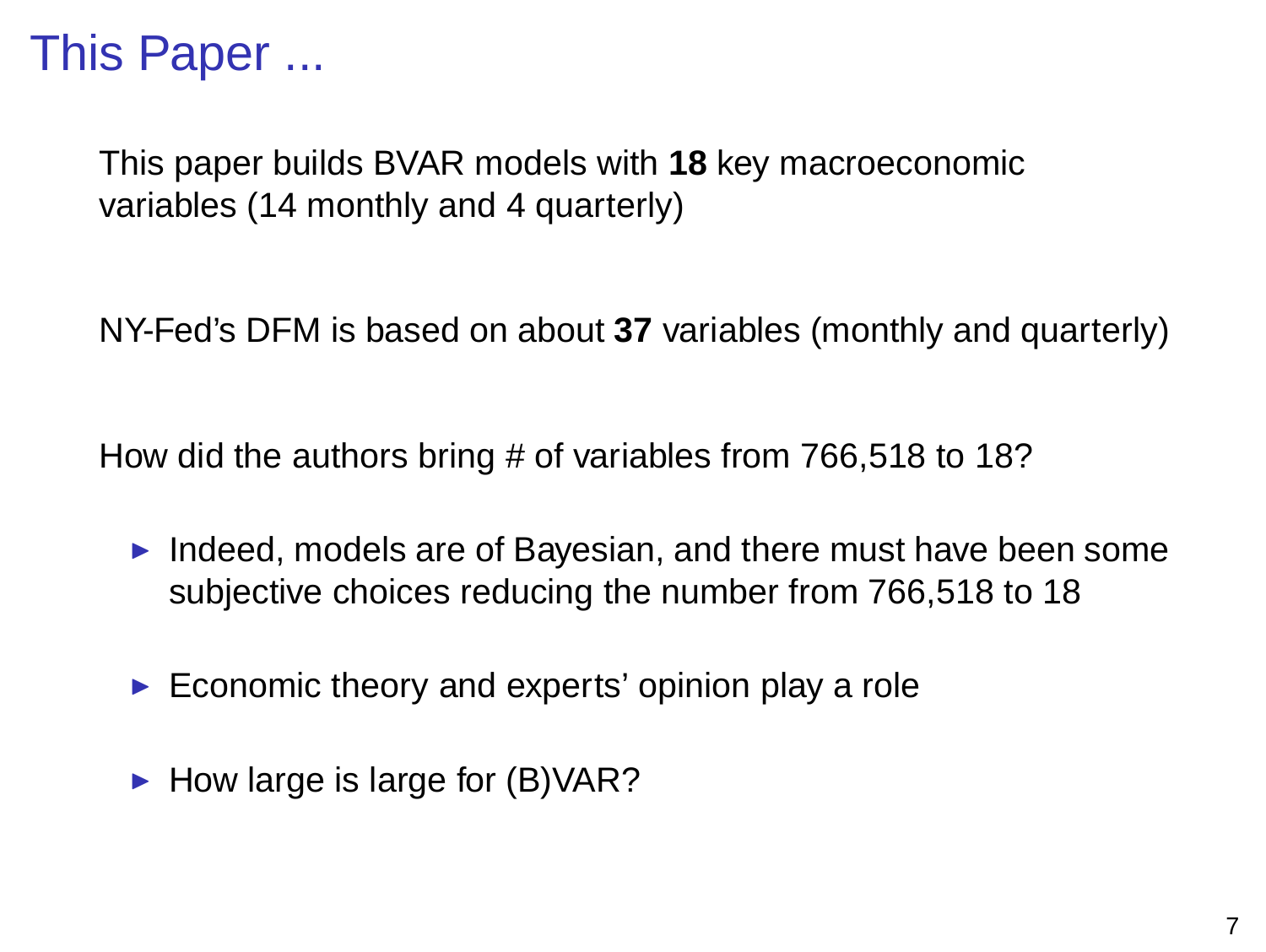# This Paper ...

This paper builds BVAR models with **18** key macroeconomic variables (14 monthly and 4 quarterly)

NY-Fed's DFM is based on about **37** variables (monthly and quarterly)

How did the authors bring # of variables from 766,518 to 18?

- Indeed, models are of Bayesian, and there must have been some subjective choices reducing the number from 766,518 to 18
- Economic theory and experts' opinion play a role
- How large is large for (B)VAR?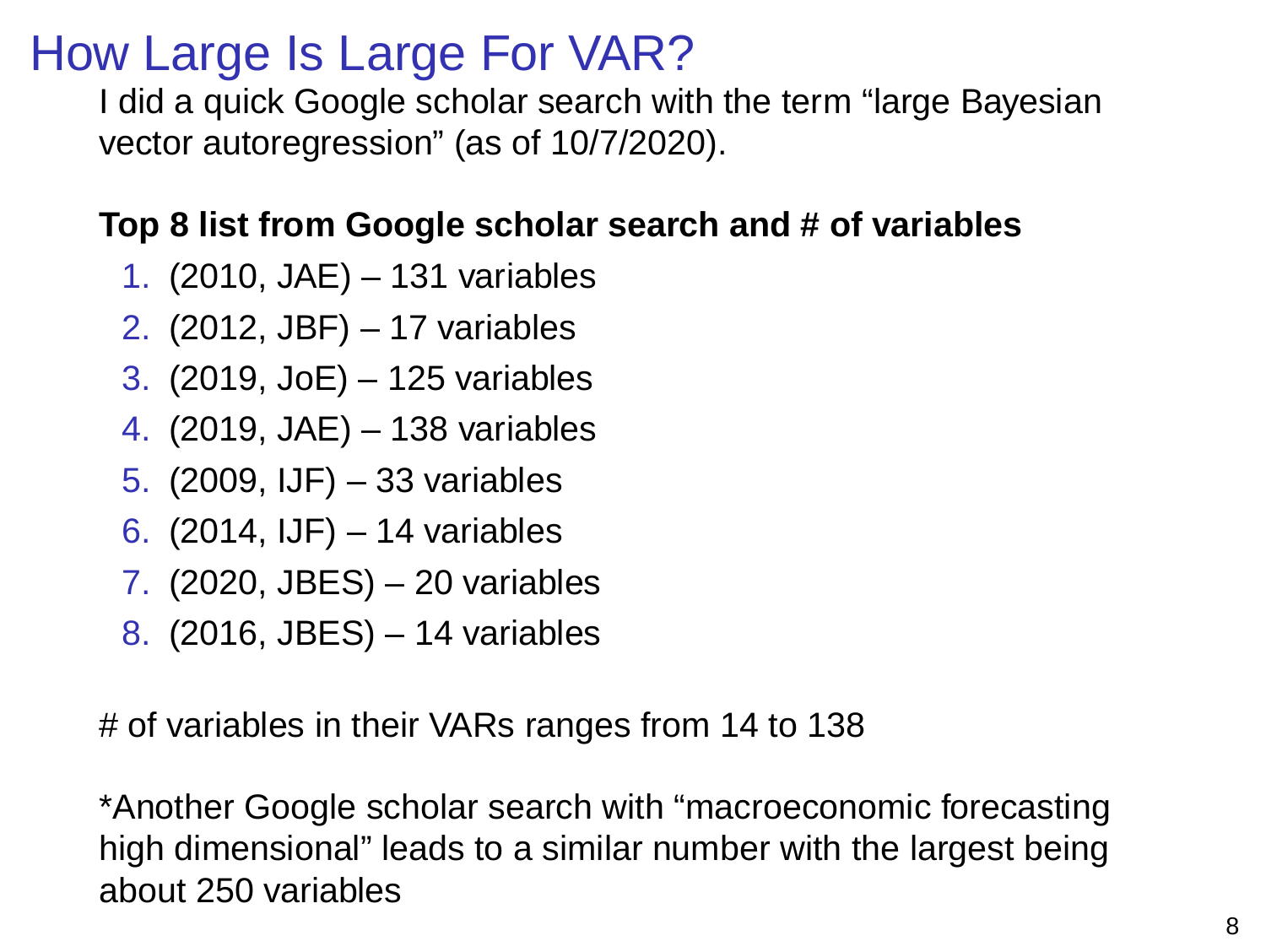# How Large Is Large For VAR?

I did a quick Google scholar search with the term “large Bayesian vector autoregression” (as of 10/7/2020).

**Top 8 list from Google scholar search and # of variables**

1. (2010, JAE) – 131 variables
2. (2012, JBF) – 17 variables
3. (2019, JoE) – 125 variables
4. (2019, JAE) – 138 variables
5. (2009, IJF) – 33 variables
6. (2014, IJF) – 14 variables
7. (2020, JBES) – 20 variables
8. (2016, JBES) – 14 variables

# of variables in their VARs ranges from 14 to 138

*Another Google scholar search with “macroeconomic forecasting high dimensional” leads to a similar number with the largest being about 250 variables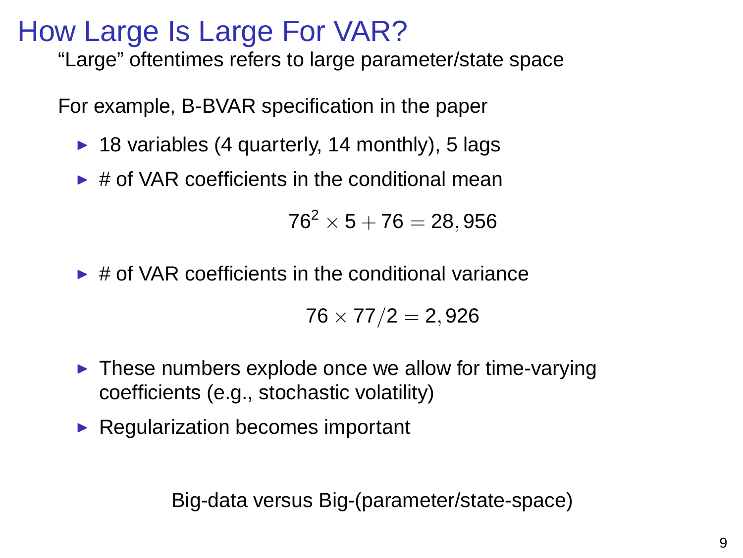# How Large Is Large For VAR?

"Large" oftentimes refers to large parameter/state space

For example, B-BVAR specification in the paper

- 18 variables (4 quarterly, 14 monthly), 5 lags
- # of VAR coefficients in the conditional mean

$$76^2 \times 5 + 76 = 28,956$$

- # of VAR coefficients in the conditional variance

$$76 \times 77/2 = 2,926$$

- These numbers explode once we allow for time-varying coefficients (e.g., stochastic volatility)
- Regularization becomes important

Big-data versus Big-(parameter/state-space)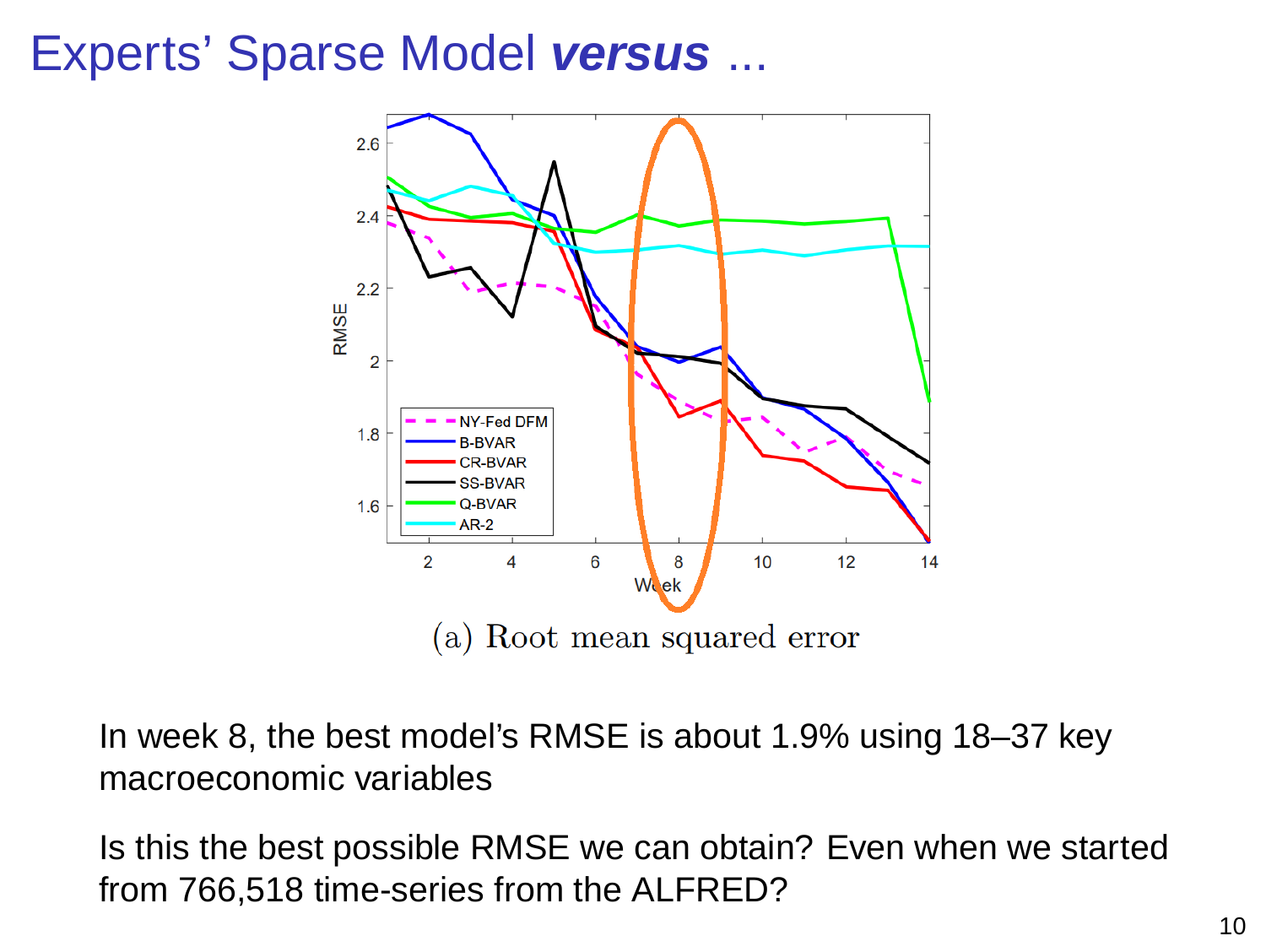# Experts’ Sparse Model ***versus*** ...

(a) Root mean squared error

In week 8, the best model’s RMSE is about 1.9% using 18–37 key macroeconomic variables

Is this the best possible RMSE we can obtain? Even when we started from 766,518 time-series from the ALFRED?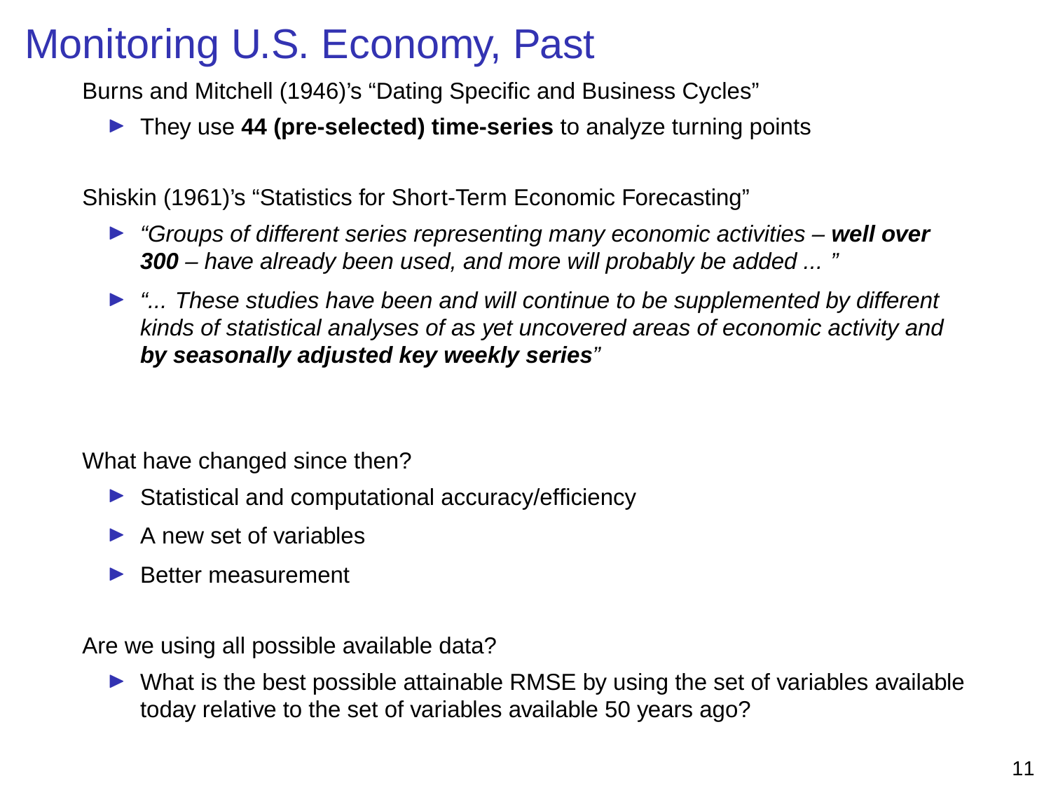# Monitoring U.S. Economy, Past

Burns and Mitchell (1946)'s "Dating Specific and Business Cycles"

- They use **44 (pre-selected) time-series** to analyze turning points

Shiskin (1961)'s "Statistics for Short-Term Economic Forecasting"

- *"Groups of different series representing many economic activities –* ***well over 300*** *– have already been used, and more will probably be added ... "*
- *"... These studies have been and will continue to be supplemented by different kinds of statistical analyses of as yet uncovered areas of economic activity and* ***by seasonally adjusted key weekly series****"*

What have changed since then?

- Statistical and computational accuracy/efficiency
- A new set of variables
- Better measurement

Are we using all possible available data?

- What is the best possible attainable RMSE by using the set of variables available today relative to the set of variables available 50 years ago?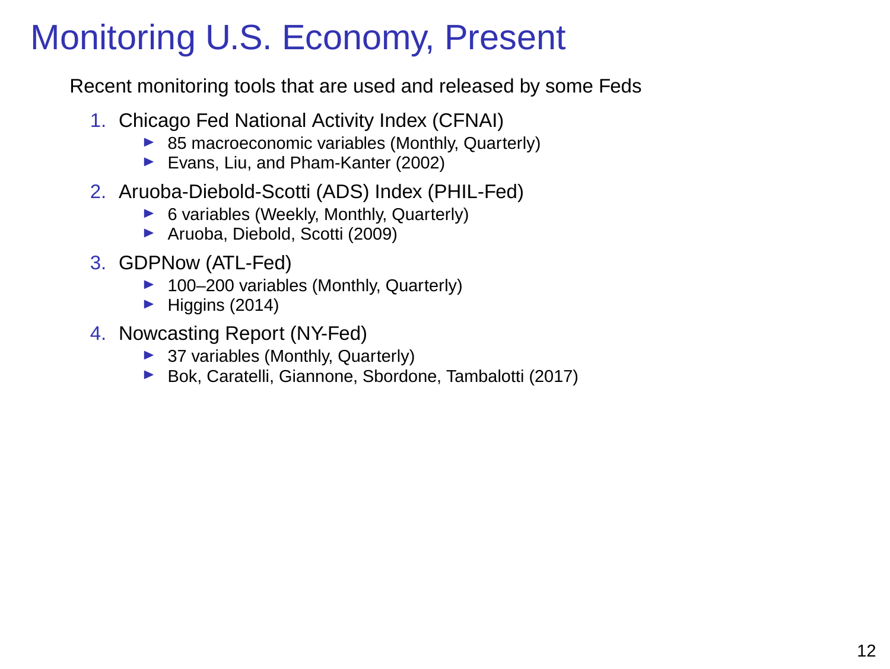# Monitoring U.S. Economy, Present

Recent monitoring tools that are used and released by some Feds

1. Chicago Fed National Activity Index (CFNAI)
   - 85 macroeconomic variables (Monthly, Quarterly)
   - Evans, Liu, and Pham-Kanter (2002)
2. Aruoba-Diebold-Scotti (ADS) Index (PHIL-Fed)
   - 6 variables (Weekly, Monthly, Quarterly)
   - Aruoba, Diebold, Scotti (2009)
3. GDPNow (ATL-Fed)
   - 100–200 variables (Monthly, Quarterly)
   - Higgins (2014)
4. Nowcasting Report (NY-Fed)
   - 37 variables (Monthly, Quarterly)
   - Bok, Caratelli, Giannone, Sbordone, Tambalotti (2017)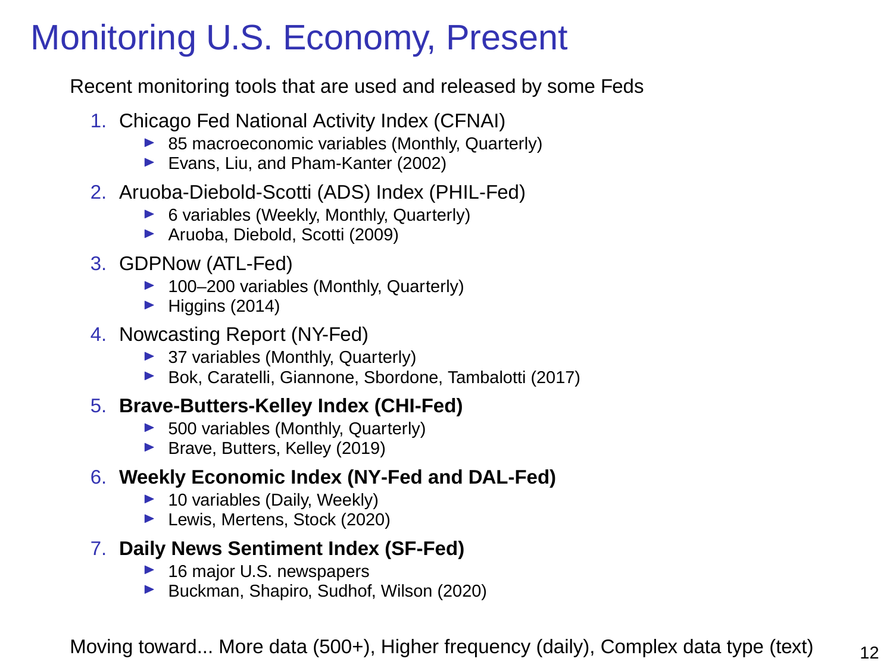# Monitoring U.S. Economy, Present

Recent monitoring tools that are used and released by some Feds

1. Chicago Fed National Activity Index (CFNAI)
   - 85 macroeconomic variables (Monthly, Quarterly)
   - Evans, Liu, and Pham-Kanter (2002)
2. Aruoba-Diebold-Scotti (ADS) Index (PHIL-Fed)
   - 6 variables (Weekly, Monthly, Quarterly)
   - Aruoba, Diebold, Scotti (2009)
3. GDPNow (ATL-Fed)
   - 100–200 variables (Monthly, Quarterly)
   - Higgins (2014)
4. Nowcasting Report (NY-Fed)
   - 37 variables (Monthly, Quarterly)
   - Bok, Caratelli, Giannone, Sbordone, Tambalotti (2017)
5. **Brave-Butters-Kelley Index (CHI-Fed)**
   - 500 variables (Monthly, Quarterly)
   - Brave, Butters, Kelley (2019)
6. **Weekly Economic Index (NY-Fed and DAL-Fed)**
   - 10 variables (Daily, Weekly)
   - Lewis, Mertens, Stock (2020)
7. **Daily News Sentiment Index (SF-Fed)**
   - 16 major U.S. newspapers
   - Buckman, Shapiro, Sudhof, Wilson (2020)

Moving toward... More data (500+), Higher frequency (daily), Complex data type (text)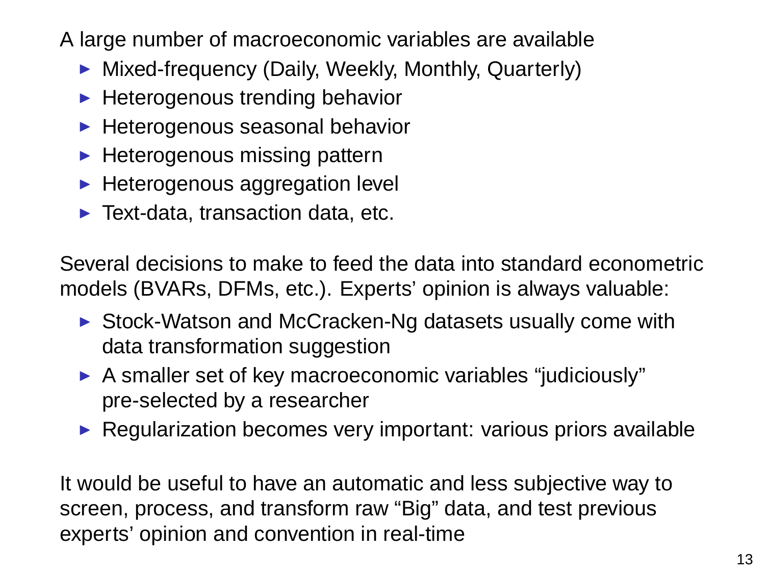A large number of macroeconomic variables are available

- Mixed-frequency (Daily, Weekly, Monthly, Quarterly)
- Heterogenous trending behavior
- Heterogenous seasonal behavior
- Heterogenous missing pattern
- Heterogenous aggregation level
- Text-data, transaction data, etc.

Several decisions to make to feed the data into standard econometric models (BVARs, DFMs, etc.). Experts' opinion is always valuable:

- Stock-Watson and McCracken-Ng datasets usually come with data transformation suggestion
- A smaller set of key macroeconomic variables "judiciously" pre-selected by a researcher
- Regularization becomes very important: various priors available

It would be useful to have an automatic and less subjective way to screen, process, and transform raw "Big" data, and test previous experts' opinion and convention in real-time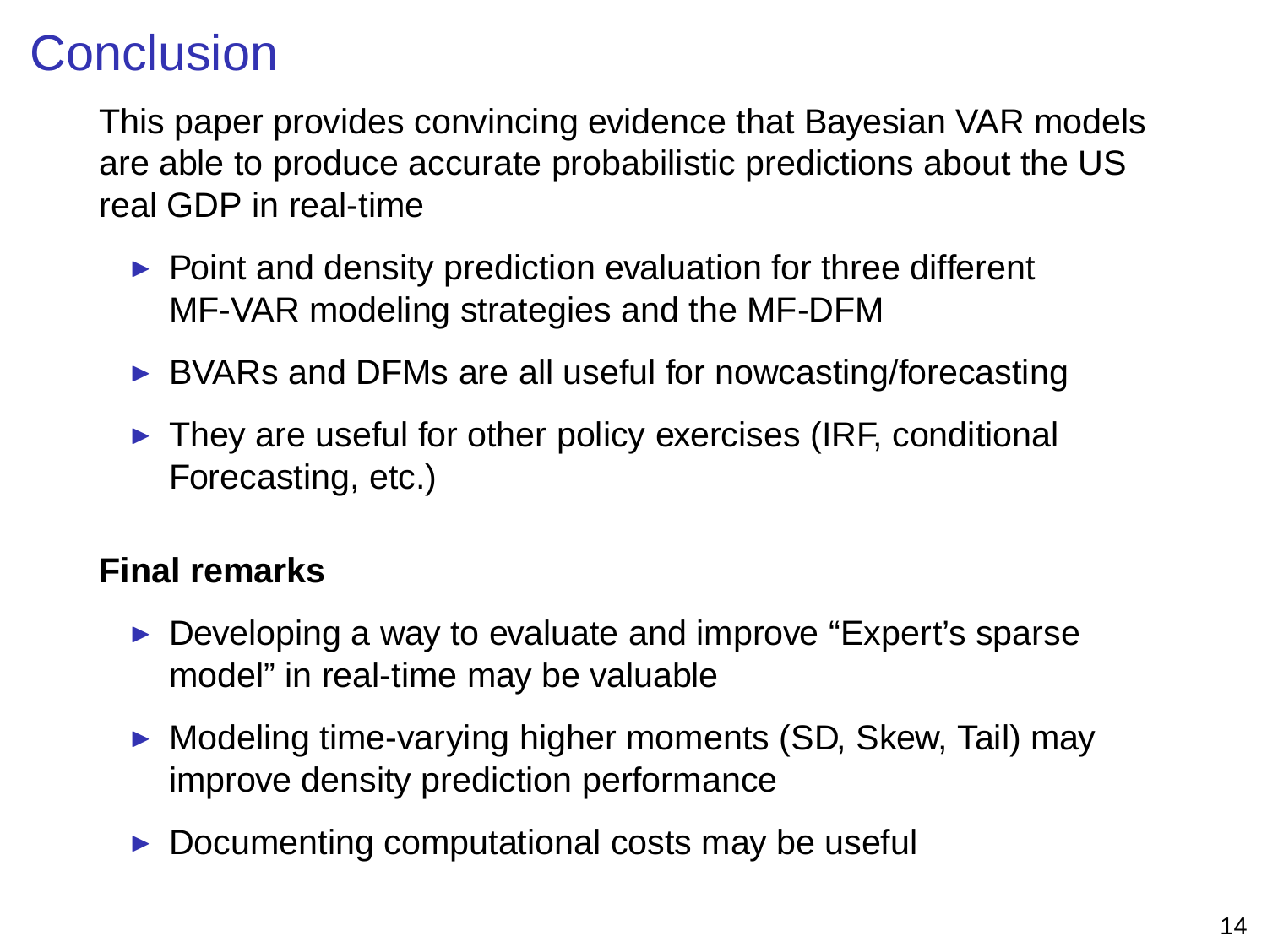# Conclusion

This paper provides convincing evidence that Bayesian VAR models are able to produce accurate probabilistic predictions about the US real GDP in real-time

- Point and density prediction evaluation for three different MF-VAR modeling strategies and the MF-DFM
- BVARs and DFMs are all useful for nowcasting/forecasting
- They are useful for other policy exercises (IRF, conditional Forecasting, etc.)

**Final remarks**

- Developing a way to evaluate and improve “Expert’s sparse model” in real-time may be valuable
- Modeling time-varying higher moments (SD, Skew, Tail) may improve density prediction performance
- Documenting computational costs may be useful